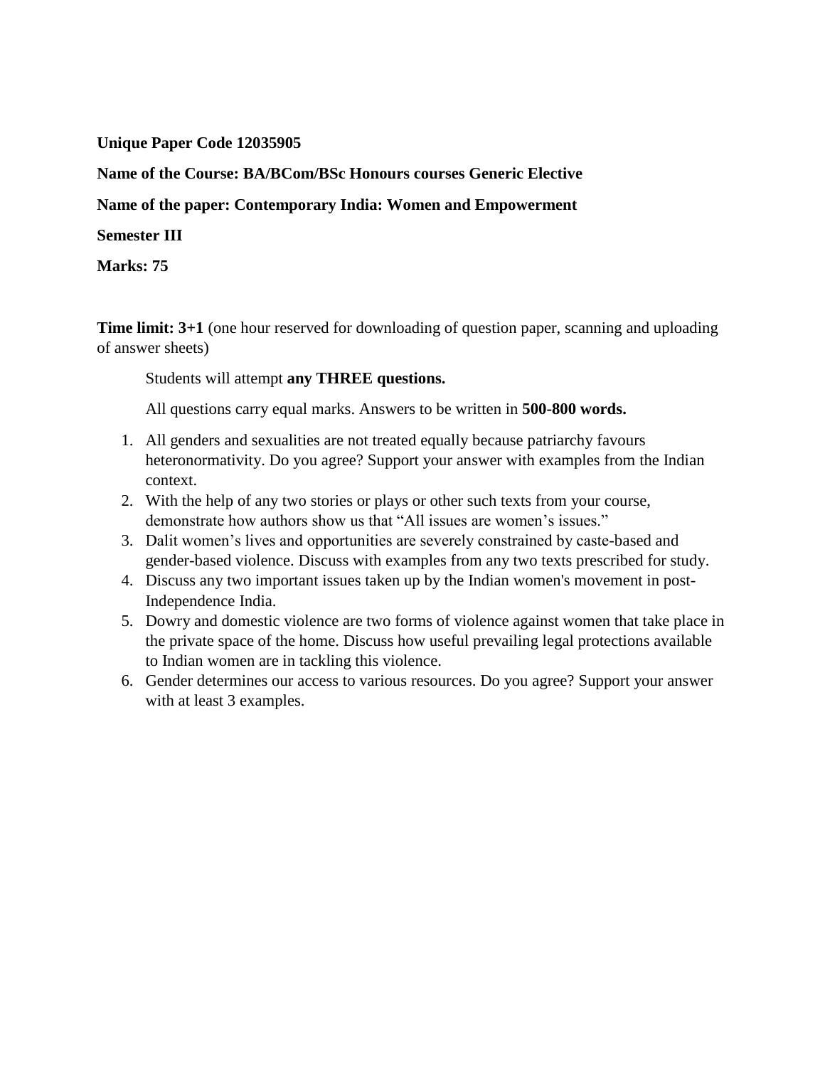**Unique Paper Code 12035905**

**Name of the Course: BA/BCom/BSc Honours courses Generic Elective**

**Name of the paper: Contemporary India: Women and Empowerment**

**Semester III**

**Marks: 75**

**Time limit: 3+1** (one hour reserved for downloading of question paper, scanning and uploading of answer sheets)

Students will attempt **any THREE questions.**

All questions carry equal marks. Answers to be written in **500-800 words.**

1. All genders and sexualities are not treated equally because patriarchy favours heteronormativity. Do you agree? Support your answer with examples from the Indian context.
2. With the help of any two stories or plays or other such texts from your course, demonstrate how authors show us that "All issues are women's issues."
3. Dalit women's lives and opportunities are severely constrained by caste-based and gender-based violence. Discuss with examples from any two texts prescribed for study.
4. Discuss any two important issues taken up by the Indian women's movement in post-Independence India.
5. Dowry and domestic violence are two forms of violence against women that take place in the private space of the home. Discuss how useful prevailing legal protections available to Indian women are in tackling this violence.
6. Gender determines our access to various resources. Do you agree? Support your answer with at least 3 examples.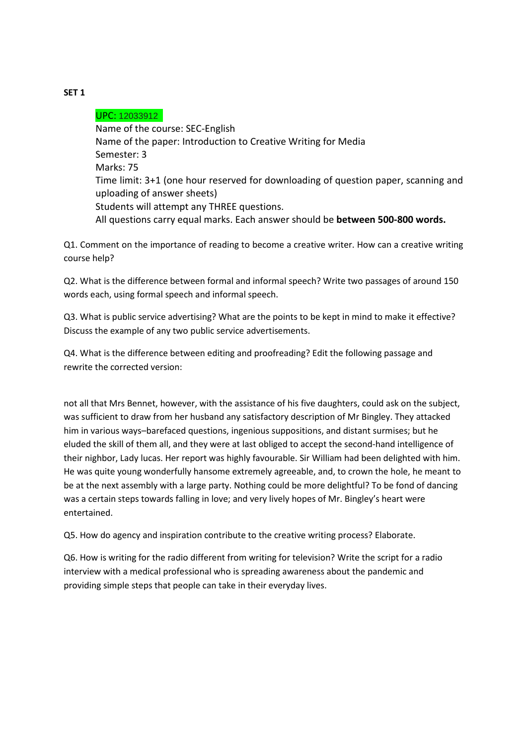**SET 1**

UPC: 12033912
Name of the course: SEC-English
Name of the paper: Introduction to Creative Writing for Media
Semester: 3
Marks: 75
Time limit: 3+1 (one hour reserved for downloading of question paper, scanning and uploading of answer sheets)
Students will attempt any THREE questions.
All questions carry equal marks. Each answer should be **between 500-800 words.**

Q1. Comment on the importance of reading to become a creative writer. How can a creative writing course help?

Q2. What is the difference between formal and informal speech? Write two passages of around 150 words each, using formal speech and informal speech.

Q3. What is public service advertising? What are the points to be kept in mind to make it effective? Discuss the example of any two public service advertisements.

Q4. What is the difference between editing and proofreading? Edit the following passage and rewrite the corrected version:

not all that Mrs Bennet, however, with the assistance of his five daughters, could ask on the subject, was sufficient to draw from her husband any satisfactory description of Mr Bingley. They attacked him in various ways–barefaced questions, ingenious suppositions, and distant surmises; but he eluded the skill of them all, and they were at last obliged to accept the second-hand intelligence of their nighbor, Lady lucas. Her report was highly favourable. Sir William had been delighted with him. He was quite young wonderfully hansome extremely agreeable, and, to crown the hole, he meant to be at the next assembly with a large party. Nothing could be more delightful? To be fond of dancing was a certain steps towards falling in love; and very lively hopes of Mr. Bingley's heart were entertained.

Q5. How do agency and inspiration contribute to the creative writing process? Elaborate.

Q6. How is writing for the radio different from writing for television? Write the script for a radio interview with a medical professional who is spreading awareness about the pandemic and providing simple steps that people can take in their everyday lives.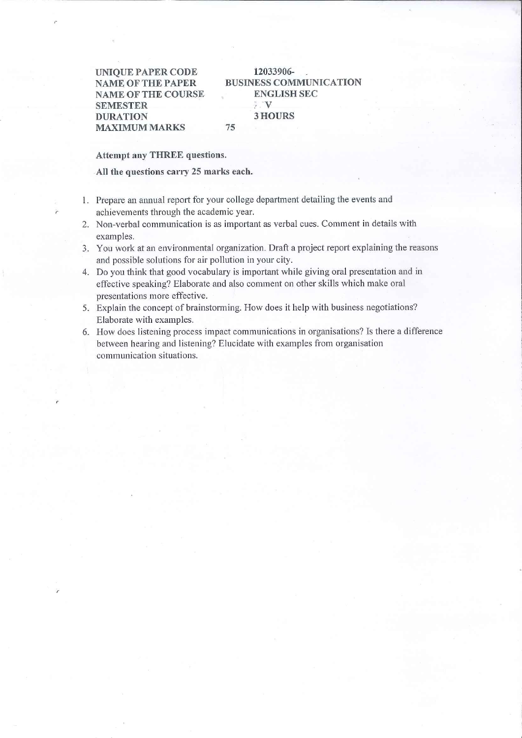| | |
|---|---|
| **UNIQUE PAPER CODE** | **12033906-** |
| **NAME OF THE PAPER** | **BUSINESS COMMUNICATION** |
| **NAME OF THE COURSE** | **ENGLISH SEC** |
| **SEMESTER** | **V** |
| **DURATION** | **3 HOURS** |
| **MAXIMUM MARKS** | **75** |

**Attempt any THREE questions.**

**All the questions carry 25 marks each.**

1. Prepare an annual report for your college department detailing the events and achievements through the academic year.
2. Non-verbal communication is as important as verbal cues. Comment in details with examples.
3. You work at an environmental organization. Draft a project report explaining the reasons and possible solutions for air pollution in your city.
4. Do you think that good vocabulary is important while giving oral presentation and in effective speaking? Elaborate and also comment on other skills which make oral presentations more effective.
5. Explain the concept of brainstorming. How does it help with business negotiations? Elaborate with examples.
6. How does listening process impact communications in organisations? Is there a difference between hearing and listening? Elucidate with examples from organisation communication situations.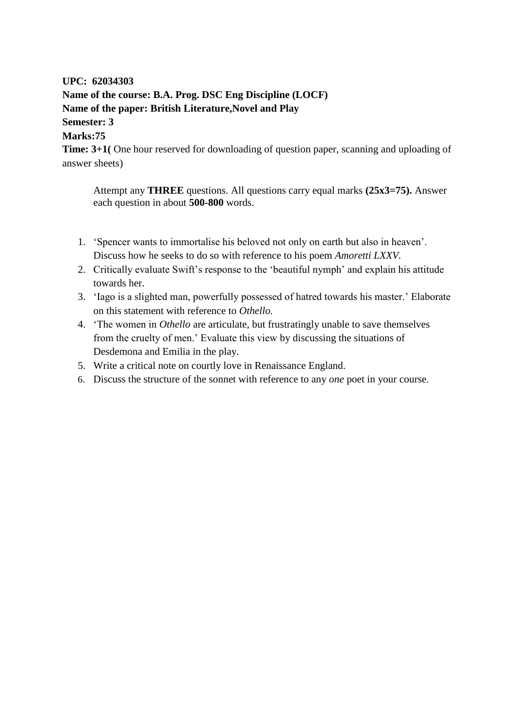**UPC: 62034303**
**Name of the course: B.A. Prog. DSC Eng Discipline (LOCF)**
**Name of the paper: British Literature,Novel and Play**
**Semester: 3**
**Marks:75**
**Time: 3+1(** One hour reserved for downloading of question paper, scanning and uploading of answer sheets)

Attempt any **THREE** questions. All questions carry equal marks **(25x3=75).** Answer each question in about **500-800** words.

1. 'Spencer wants to immortalise his beloved not only on earth but also in heaven'. Discuss how he seeks to do so with reference to his poem *Amoretti LXXV*.
2. Critically evaluate Swift's response to the 'beautiful nymph' and explain his attitude towards her.
3. 'Iago is a slighted man, powerfully possessed of hatred towards his master.' Elaborate on this statement with reference to *Othello.*
4. 'The women in *Othello* are articulate, but frustratingly unable to save themselves from the cruelty of men.' Evaluate this view by discussing the situations of Desdemona and Emilia in the play.
5. Write a critical note on courtly love in Renaissance England.
6. Discuss the structure of the sonnet with reference to any *one* poet in your course.